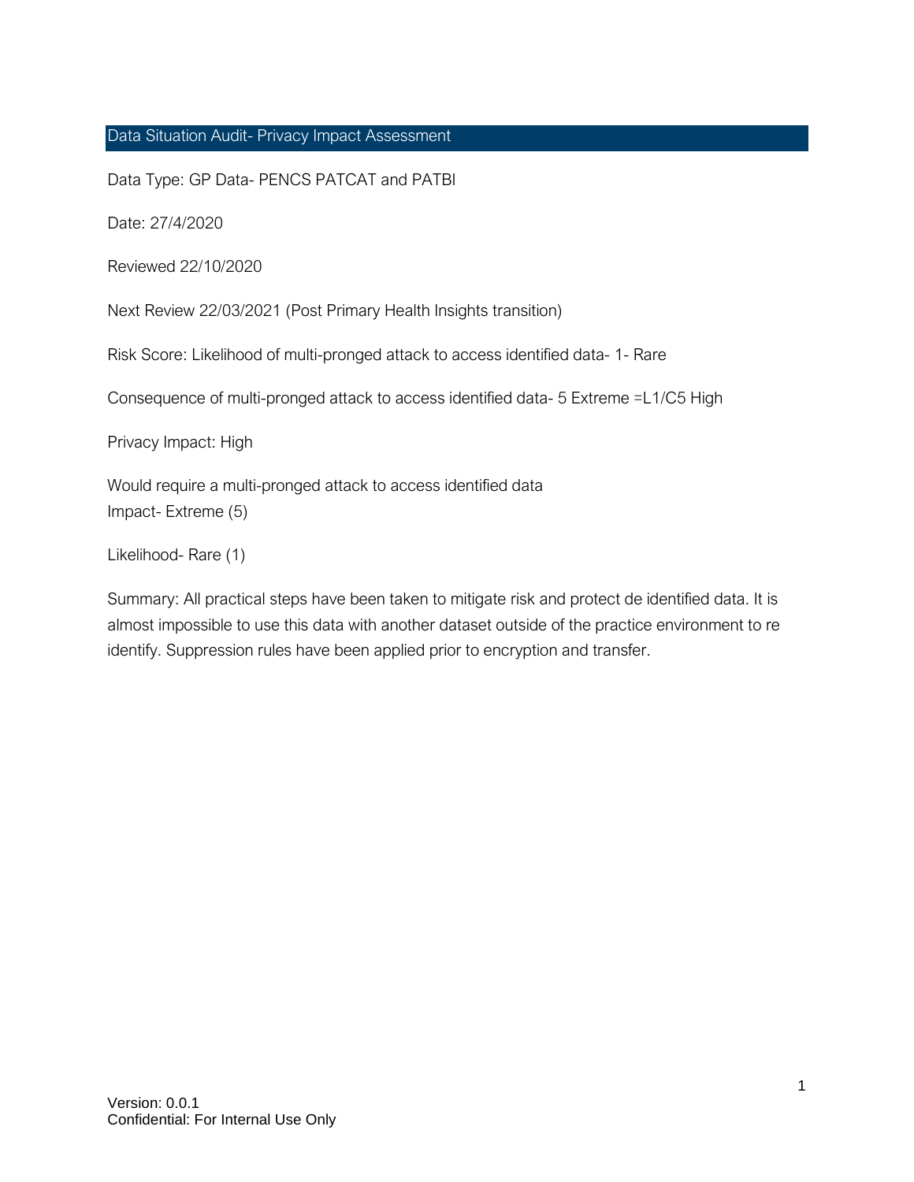# Data Situation Audit- Privacy Impact Assessment

Data Type: GP Data- PENCS PATCAT and PATBI

Date: 27/4/2020

Reviewed 22/10/2020

Next Review 22/03/2021 (Post Primary Health Insights transition)

Risk Score: Likelihood of multi-pronged attack to access identified data- 1- Rare

Consequence of multi-pronged attack to access identified data- 5 Extreme =L1/C5 High

Privacy Impact: High

Would require a multi-pronged attack to access identified data
Impact- Extreme (5)

Likelihood- Rare (1)

Summary: All practical steps have been taken to mitigate risk and protect de identified data. It is almost impossible to use this data with another dataset outside of the practice environment to re identify. Suppression rules have been applied prior to encryption and transfer.

Version: 0.0.1
Confidential: For Internal Use Only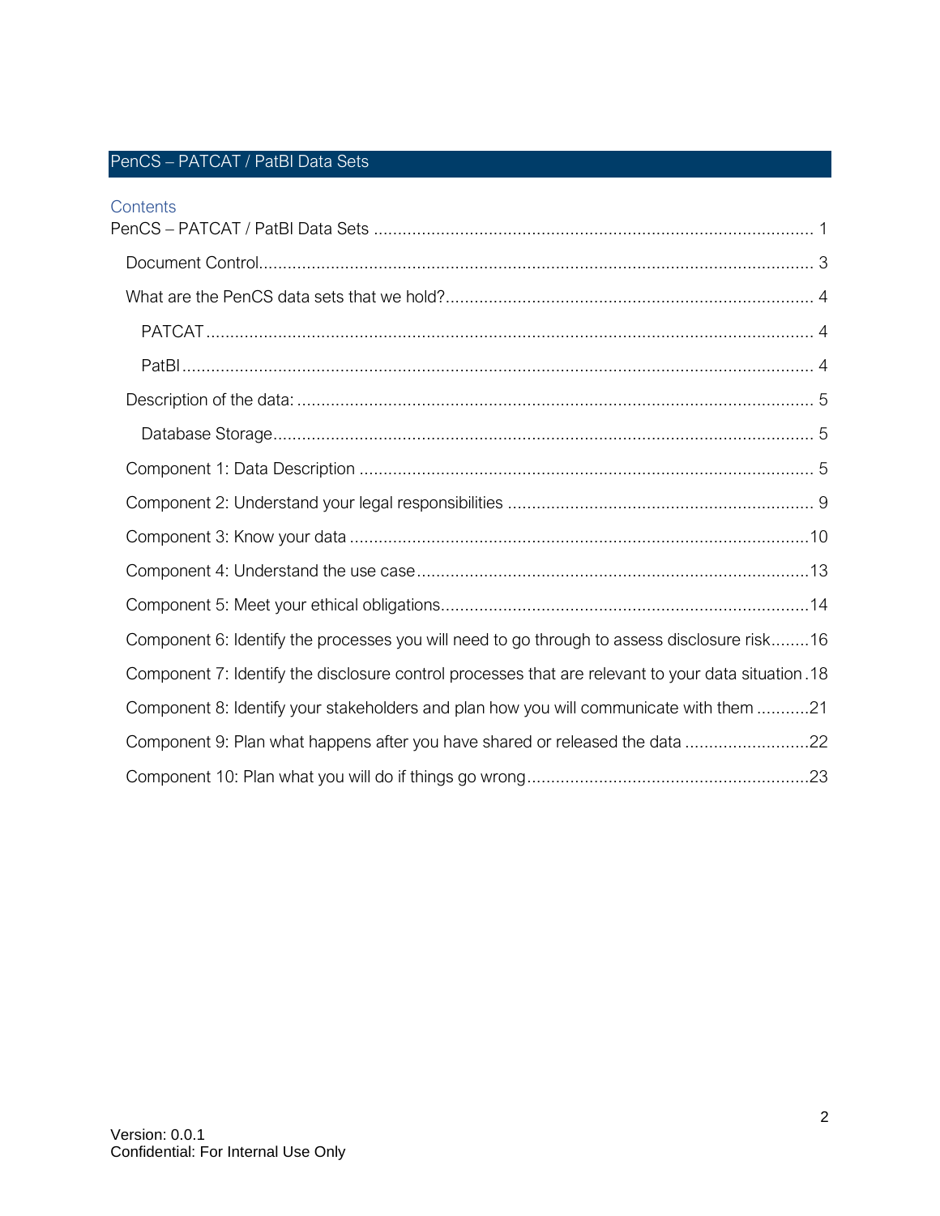# PenCS – PATCAT / PatBI Data Sets

## Contents

- PenCS – PATCAT / PatBI Data Sets ... 1
  - Document Control ... 3
  - What are the PenCS data sets that we hold? ... 4
    - PATCAT ... 4
    - PatBI ... 4
  - Description of the data: ... 5
    - Database Storage ... 5
  - Component 1: Data Description ... 5
  - Component 2: Understand your legal responsibilities ... 9
  - Component 3: Know your data ... 10
  - Component 4: Understand the use case ... 13
  - Component 5: Meet your ethical obligations ... 14
  - Component 6: Identify the processes you will need to go through to assess disclosure risk ... 16
  - Component 7: Identify the disclosure control processes that are relevant to your data situation ... 18
  - Component 8: Identify your stakeholders and plan how you will communicate with them ... 21
  - Component 9: Plan what happens after you have shared or released the data ... 22
  - Component 10: Plan what you will do if things go wrong ... 23

Version: 0.0.1
Confidential: For Internal Use Only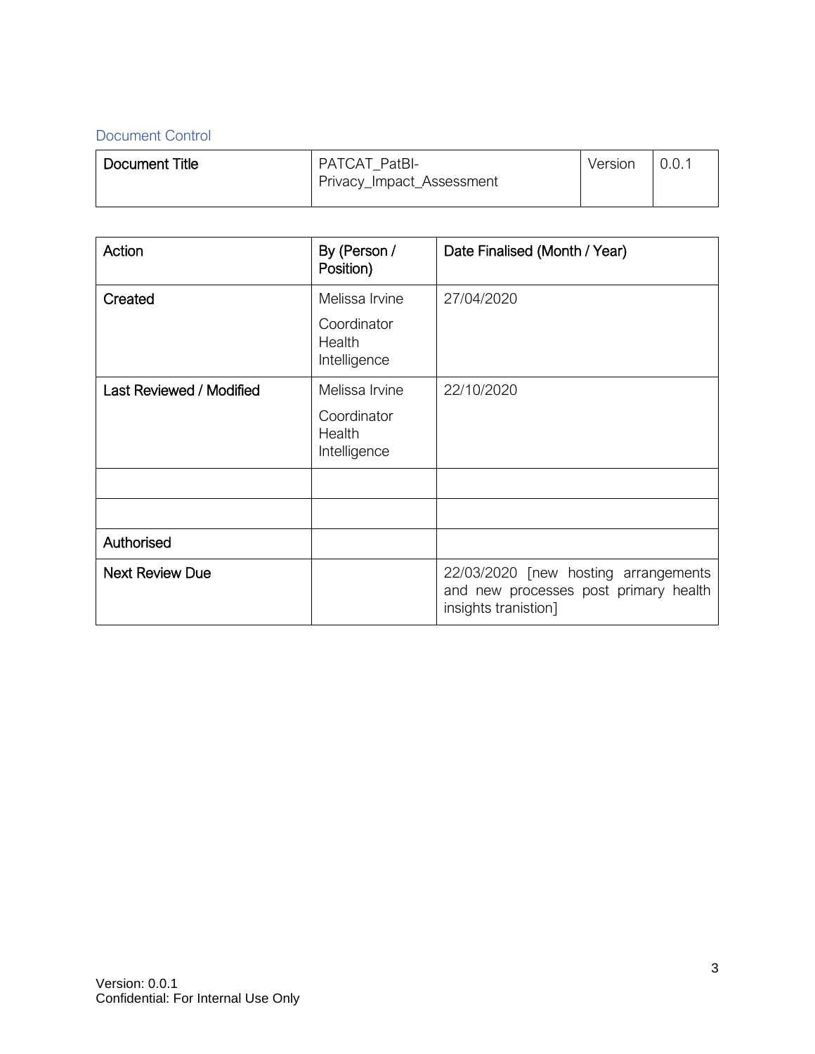## Document Control

| Document Title | PATCAT_PatBI-Privacy_Impact_Assessment | Version | 0.0.1 |
|---|---|---|---|

| Action | By (Person / Position) | Date Finalised (Month / Year) |
|---|---|---|
| Created | Melissa Irvine<br>Coordinator Health Intelligence | 27/04/2020 |
| Last Reviewed / Modified | Melissa Irvine<br>Coordinator Health Intelligence | 22/10/2020 |
| | | |
| | | |
| Authorised | | |
| Next Review Due | | 22/03/2020 [new hosting arrangements and new processes post primary health insights tranistion] |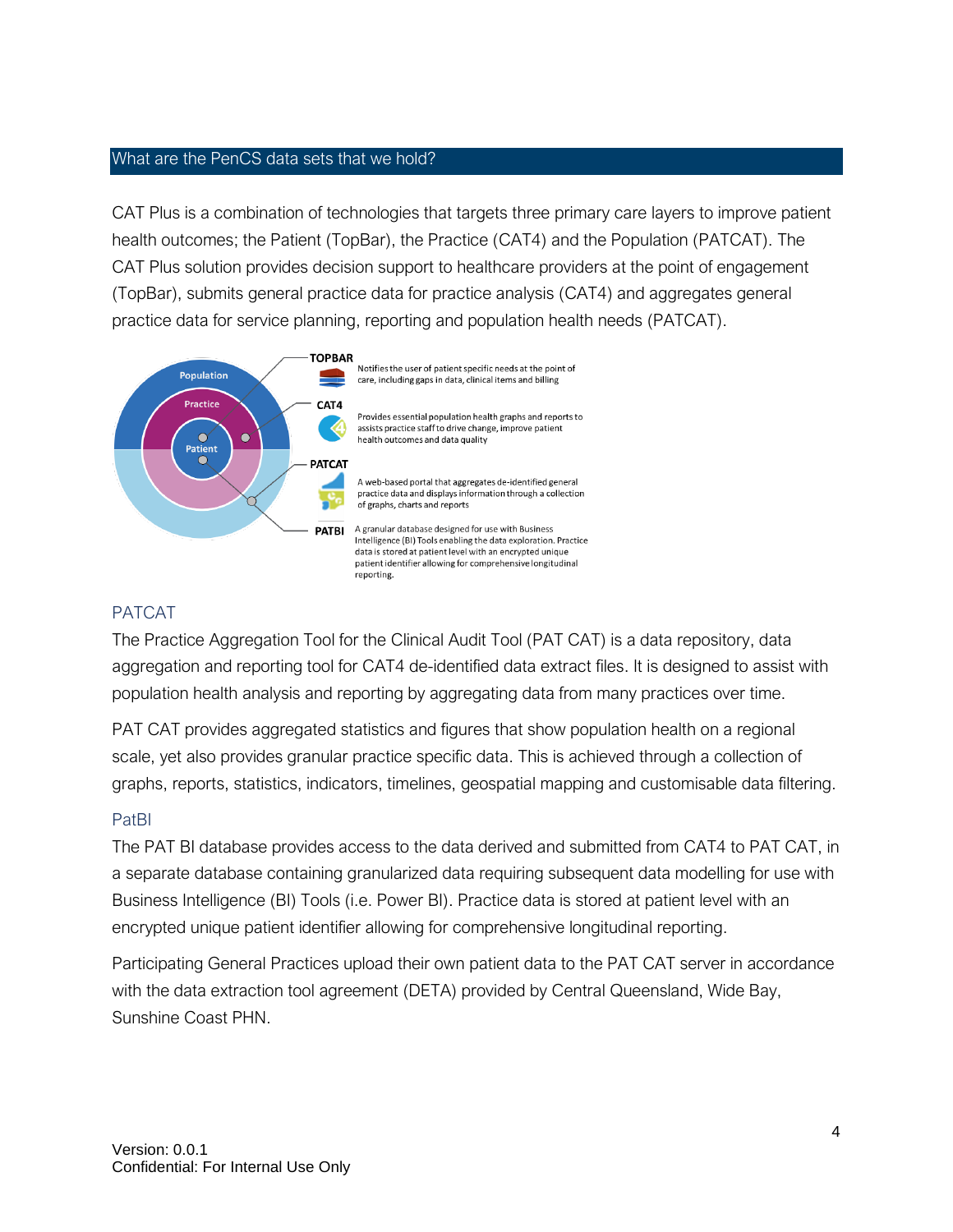## What are the PenCS data sets that we hold?

CAT Plus is a combination of technologies that targets three primary care layers to improve patient health outcomes; the Patient (TopBar), the Practice (CAT4) and the Population (PATCAT). The CAT Plus solution provides decision support to healthcare providers at the point of engagement (TopBar), submits general practice data for practice analysis (CAT4) and aggregates general practice data for service planning, reporting and population health needs (PATCAT).

Population / Practice / Patient

- **TOPBAR** – Notifies the user of patient specific needs at the point of care, including gaps in data, clinical items and billing
- **CAT4** – Provides essential population health graphs and reports to assists practice staff to drive change, improve patient health outcomes and data quality
- **PATCAT** – A web-based portal that aggregates de-identified general practice data and displays information through a collection of graphs, charts and reports
- **PATBI** – A granular database designed for use with Business Intelligence (BI) Tools enabling the data exploration. Practice data is stored at patient level with an encrypted unique patient identifier allowing for comprehensive longitudinal reporting.

### PATCAT

The Practice Aggregation Tool for the Clinical Audit Tool (PAT CAT) is a data repository, data aggregation and reporting tool for CAT4 de-identified data extract files. It is designed to assist with population health analysis and reporting by aggregating data from many practices over time.

PAT CAT provides aggregated statistics and figures that show population health on a regional scale, yet also provides granular practice specific data. This is achieved through a collection of graphs, reports, statistics, indicators, timelines, geospatial mapping and customisable data filtering.

### PatBI

The PAT BI database provides access to the data derived and submitted from CAT4 to PAT CAT, in a separate database containing granularized data requiring subsequent data modelling for use with Business Intelligence (BI) Tools (i.e. Power BI). Practice data is stored at patient level with an encrypted unique patient identifier allowing for comprehensive longitudinal reporting.

Participating General Practices upload their own patient data to the PAT CAT server in accordance with the data extraction tool agreement (DETA) provided by Central Queensland, Wide Bay, Sunshine Coast PHN.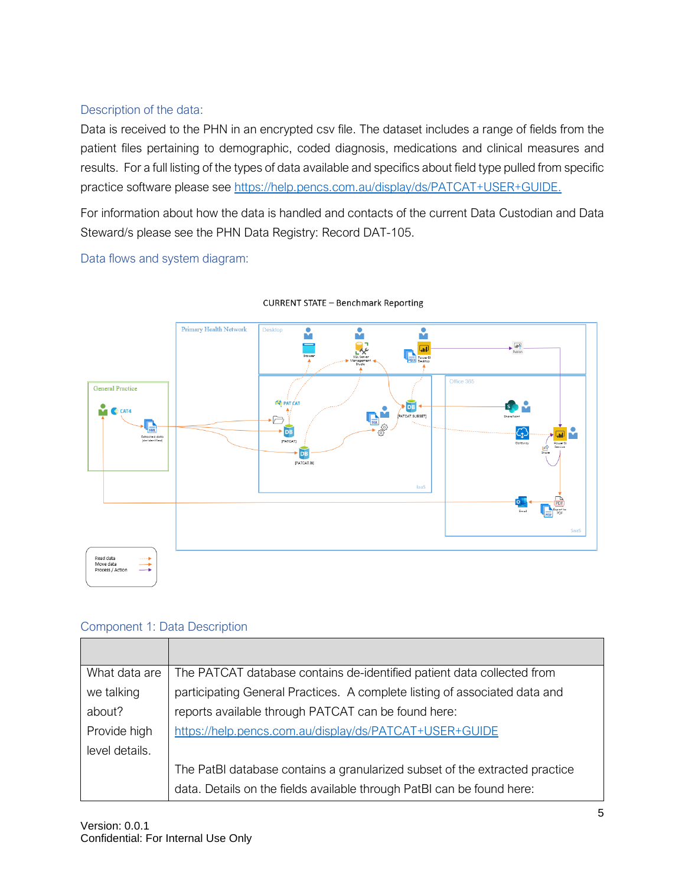### Description of the data:

Data is received to the PHN in an encrypted csv file. The dataset includes a range of fields from the patient files pertaining to demographic, coded diagnosis, medications and clinical measures and results. For a full listing of the types of data available and specifics about field type pulled from specific practice software please see https://help.pencs.com.au/display/ds/PATCAT+USER+GUIDE.

For information about how the data is handled and contacts of the current Data Custodian and Data Steward/s please see the PHN Data Registry: Record DAT-105.

### Data flows and system diagram:

CURRENT STATE – Benchmark Reporting

### Component 1: Data Description

| | |
|---|---|
| What data are we talking about? Provide high level details. | The PATCAT database contains de-identified patient data collected from participating General Practices. A complete listing of associated data and reports available through PATCAT can be found here: https://help.pencs.com.au/display/ds/PATCAT+USER+GUIDE<br><br>The PatBI database contains a granularized subset of the extracted practice data. Details on the fields available through PatBI can be found here: |

Version: 0.0.1
Confidential: For Internal Use Only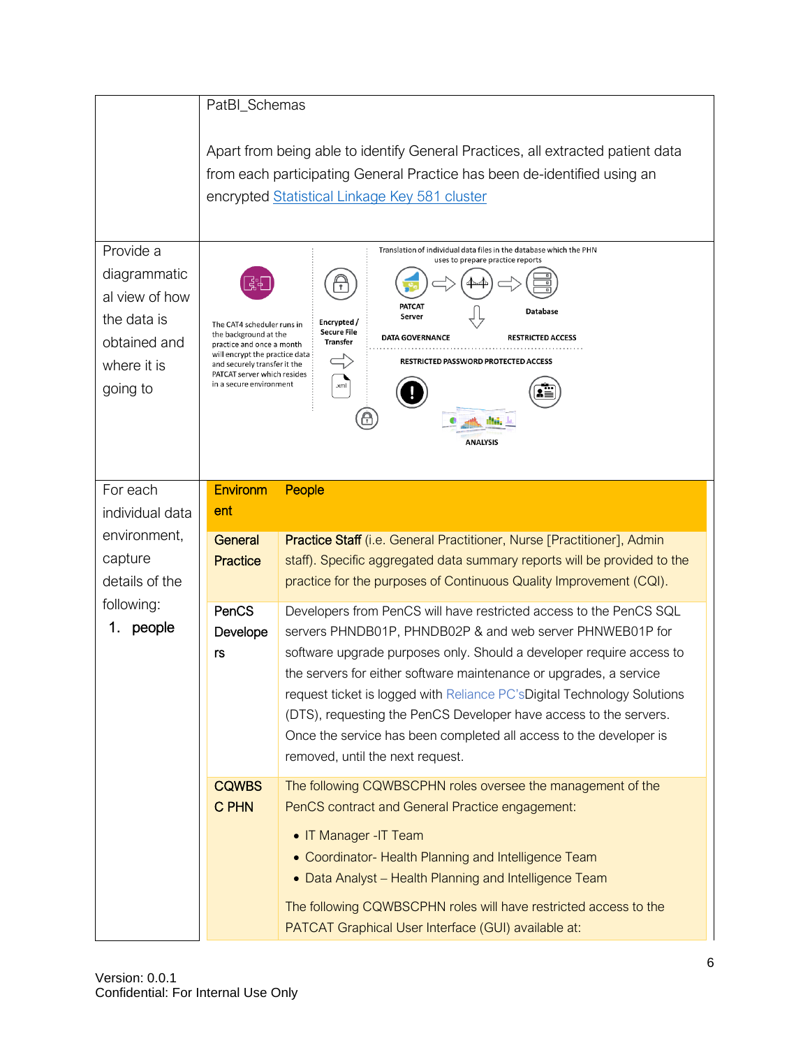| | |
|---|---|
| | PatBI_Schemas<br><br>Apart from being able to identify General Practices, all extracted patient data from each participating General Practice has been de-identified using an encrypted Statistical Linkage Key 581 cluster |
| Provide a diagrammatical view of how the data is obtained and where it is going to | The CAT4 scheduler runs in the background at the practice and once a month will encrypt the practice data and securely transfer it the PATCAT server which resides in a secure environment<br><br>Encrypted / Secure File Transfer<br><br>Translation of individual data files in the database which the PHN uses to prepare practice reports<br><br>PATCAT Server<br><br>Database<br><br>DATA GOVERNANCE<br><br>RESTRICTED ACCESS<br><br>RESTRICTED PASSWORD PROTECTED ACCESS<br><br>ANALYSIS |
| For each individual data environment, capture details of the following:<br>1. **people** | (see table below) |

| Environment | People |
|---|---|
| **General Practice** | **Practice Staff** (i.e. General Practitioner, Nurse [Practitioner], Admin staff). Specific aggregated data summary reports will be provided to the practice for the purposes of Continuous Quality Improvement (CQI). |
| **PenCS Developers** | Developers from PenCS will have restricted access to the PenCS SQL servers PHNDB01P, PHNDB02P & and web server PHNWEB01P for software upgrade purposes only. Should a developer require access to the servers for either software maintenance or upgrades, a service request ticket is logged with Reliance PC'sDigital Technology Solutions (DTS), requesting the PenCS Developer have access to the servers. Once the service has been completed all access to the developer is removed, until the next request. |
| **CQWBSC PHN** | The following CQWBSCPHN roles oversee the management of the PenCS contract and General Practice engagement:<br>• IT Manager -IT Team<br>• Coordinator- Health Planning and Intelligence Team<br>• Data Analyst – Health Planning and Intelligence Team<br><br>The following CQWBSCPHN roles will have restricted access to the PATCAT Graphical User Interface (GUI) available at: |

Version: 0.0.1
Confidential: For Internal Use Only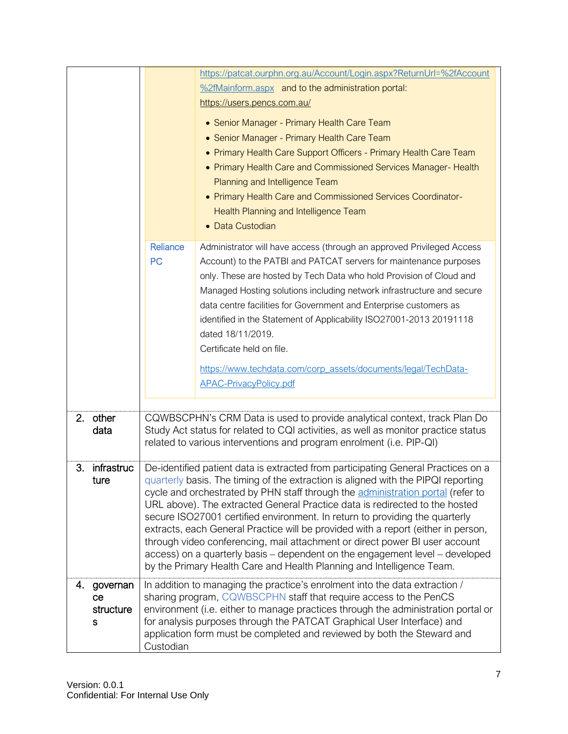| | | |
|---|---|---|
| | | https://patcat.ourphn.org.au/Account/Login.aspx?ReturnUrl=%2fAccount%2fMainform.aspx and to the administration portal: https://users.pencs.com.au/ <br><br> • Senior Manager - Primary Health Care Team <br> • Senior Manager - Primary Health Care Team <br> • Primary Health Care Support Officers - Primary Health Care Team <br> • Primary Health Care and Commissioned Services Manager- Health Planning and Intelligence Team <br> • Primary Health Care and Commissioned Services Coordinator- Health Planning and Intelligence Team <br> • Data Custodian |
| | Reliance PC | Administrator will have access (through an approved Privileged Access Account) to the PATBI and PATCAT servers for maintenance purposes only. These are hosted by Tech Data who hold Provision of Cloud and Managed Hosting solutions including network infrastructure and secure data centre facilities for Government and Enterprise customers as identified in the Statement of Applicability ISO27001-2013 20191118 dated 18/11/2019. <br> Certificate held on file. <br><br> https://www.techdata.com/corp_assets/documents/legal/TechData-APAC-PrivacyPolicy.pdf |
| 2. other data | CQWBSCPHN's CRM Data is used to provide analytical context, track Plan Do Study Act status for related to CQI activities, as well as monitor practice status related to various interventions and program enrolment (i.e. PIP-QI) | |
| 3. infrastructure | De-identified patient data is extracted from participating General Practices on a quarterly basis. The timing of the extraction is aligned with the PIPQI reporting cycle and orchestrated by PHN staff through the administration portal (refer to URL above). The extracted General Practice data is redirected to the hosted secure ISO27001 certified environment. In return to providing the quarterly extracts, each General Practice will be provided with a report (either in person, through video conferencing, mail attachment or direct power BI user account access) on a quarterly basis – dependent on the engagement level – developed by the Primary Health Care and Health Planning and Intelligence Team. | |
| 4. governance structures | In addition to managing the practice's enrolment into the data extraction / sharing program, CQWBSCPHN staff that require access to the PenCS environment (i.e. either to manage practices through the administration portal or for analysis purposes through the PATCAT Graphical User Interface) and application form must be completed and reviewed by both the Steward and Custodian | |

Version: 0.0.1
Confidential: For Internal Use Only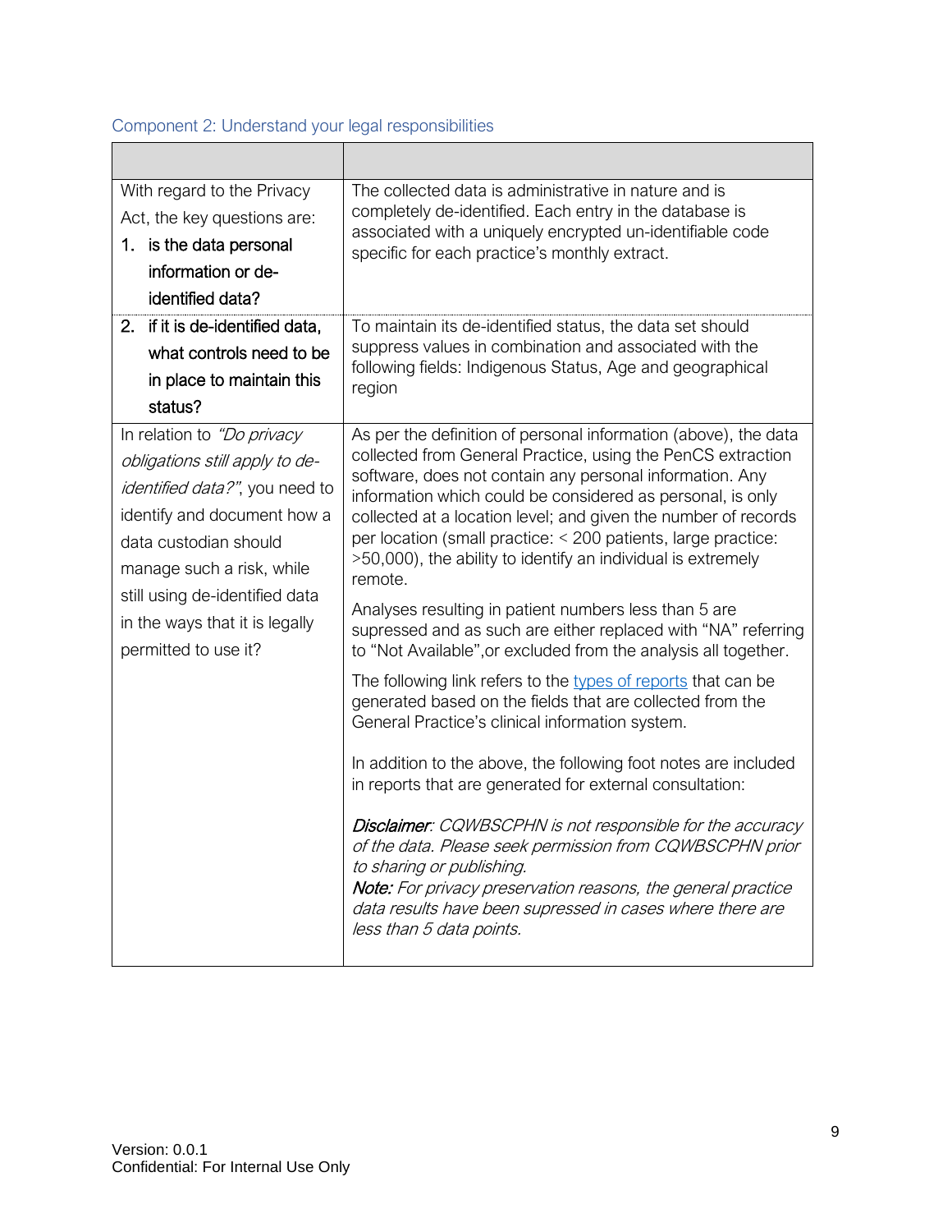## Component 2: Understand your legal responsibilities

| | |
|---|---|
| With regard to the Privacy Act, the key questions are:<br>1. is the data personal information or de-identified data? | The collected data is administrative in nature and is completely de-identified. Each entry in the database is associated with a uniquely encrypted un-identifiable code specific for each practice's monthly extract. |
| 2. if it is de-identified data, what controls need to be in place to maintain this status? | To maintain its de-identified status, the data set should suppress values in combination and associated with the following fields: Indigenous Status, Age and geographical region |
| In relation to *"Do privacy obligations still apply to de-identified data?"*, you need to identify and document how a data custodian should manage such a risk, while still using de-identified data in the ways that it is legally permitted to use it? | As per the definition of personal information (above), the data collected from General Practice, using the PenCS extraction software, does not contain any personal information. Any information which could be considered as personal, is only collected at a location level; and given the number of records per location (small practice: < 200 patients, large practice: >50,000), the ability to identify an individual is extremely remote.<br><br>Analyses resulting in patient numbers less than 5 are supressed and as such are either replaced with "NA" referring to "Not Available",or excluded from the analysis all together.<br><br>The following link refers to the types of reports that can be generated based on the fields that are collected from the General Practice's clinical information system.<br><br>In addition to the above, the following foot notes are included in reports that are generated for external consultation:<br><br>***Disclaimer***: *CQWBSCPHN is not responsible for the accuracy of the data. Please seek permission from CQWBSCPHN prior to sharing or publishing.*<br>***Note:*** *For privacy preservation reasons, the general practice data results have been supressed in cases where there are less than 5 data points.* |

Version: 0.0.1
Confidential: For Internal Use Only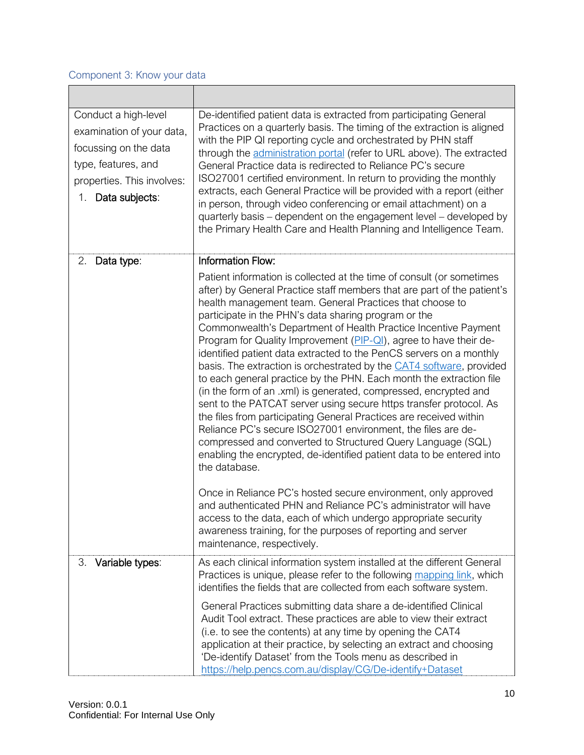### Component 3: Know your data

| | |
|---|---|
| Conduct a high-level examination of your data, focussing on the data type, features, and properties. This involves:<br>1. **Data subjects**: | De-identified patient data is extracted from participating General Practices on a quarterly basis. The timing of the extraction is aligned with the PIP QI reporting cycle and orchestrated by PHN staff through the administration portal (refer to URL above). The extracted General Practice data is redirected to Reliance PC's secure ISO27001 certified environment. In return to providing the monthly extracts, each General Practice will be provided with a report (either in person, through video conferencing or email attachment) on a quarterly basis – dependent on the engagement level – developed by the Primary Health Care and Health Planning and Intelligence Team. |
| 2. **Data type**: | **Information Flow:**<br><br>Patient information is collected at the time of consult (or sometimes after) by General Practice staff members that are part of the patient's health management team. General Practices that choose to participate in the PHN's data sharing program or the Commonwealth's Department of Health Practice Incentive Payment Program for Quality Improvement (PIP-QI), agree to have their de-identified patient data extracted to the PenCS servers on a monthly basis. The extraction is orchestrated by the CAT4 software, provided to each general practice by the PHN. Each month the extraction file (in the form of an .xml) is generated, compressed, encrypted and sent to the PATCAT server using secure https transfer protocol. As the files from participating General Practices are received within Reliance PC's secure ISO27001 environment, the files are de-compressed and converted to Structured Query Language (SQL) enabling the encrypted, de-identified patient data to be entered into the database.<br><br>Once in Reliance PC's hosted secure environment, only approved and authenticated PHN and Reliance PC's administrator will have access to the data, each of which undergo appropriate security awareness training, for the purposes of reporting and server maintenance, respectively. |
| 3. **Variable types**: | As each clinical information system installed at the different General Practices is unique, please refer to the following mapping link, which identifies the fields that are collected from each software system.<br><br>General Practices submitting data share a de-identified Clinical Audit Tool extract. These practices are able to view their extract (i.e. to see the contents) at any time by opening the CAT4 application at their practice, by selecting an extract and choosing 'De-identify Dataset' from the Tools menu as described in https://help.pencs.com.au/display/CG/De-identify+Dataset |

Version: 0.0.1
Confidential: For Internal Use Only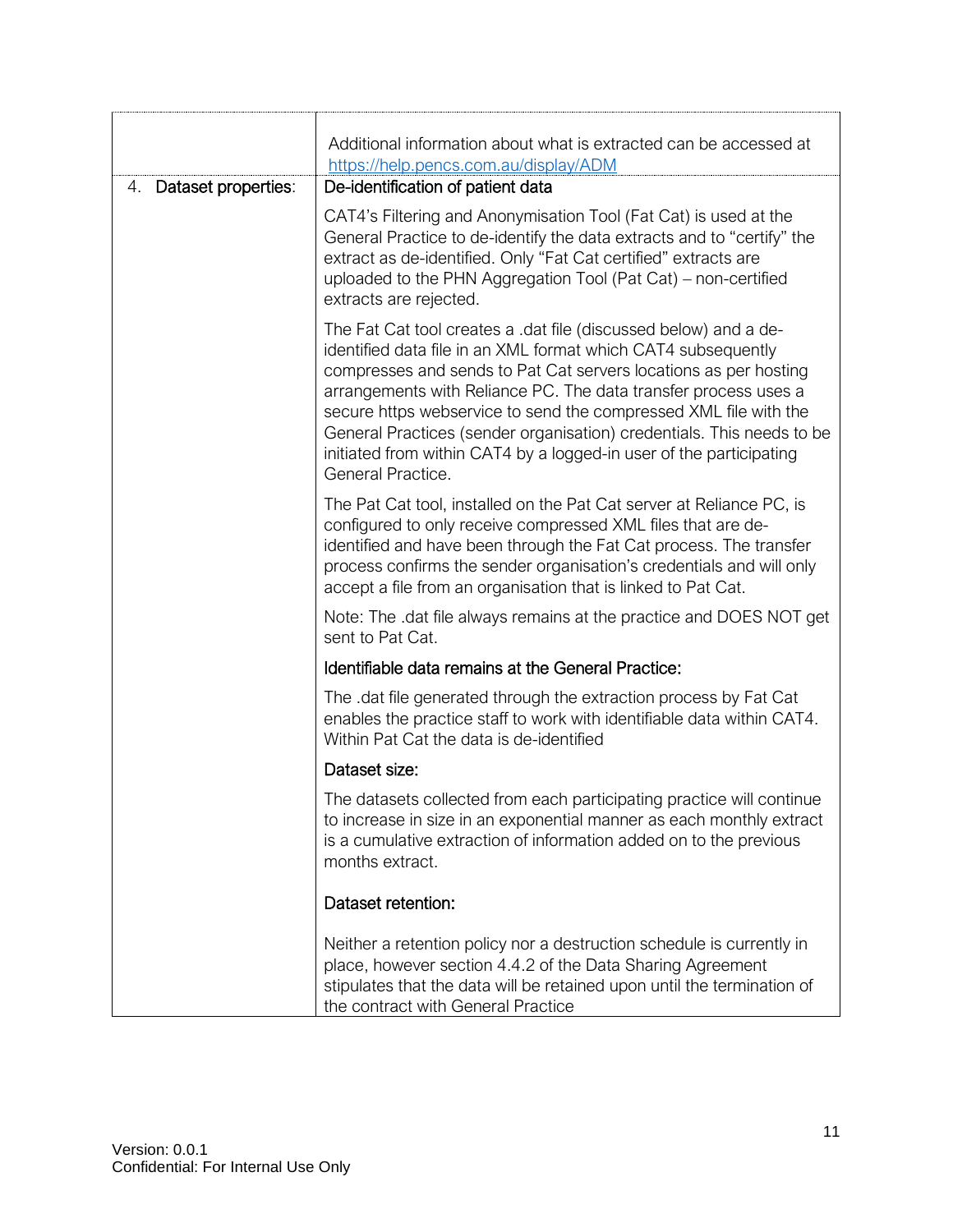| | |
|---|---|
| | Additional information about what is extracted can be accessed at https://help.pencs.com.au/display/ADM |
| 4. **Dataset properties**: | **De-identification of patient data**<br><br>CAT4's Filtering and Anonymisation Tool (Fat Cat) is used at the General Practice to de-identify the data extracts and to "certify" the extract as de-identified. Only "Fat Cat certified" extracts are uploaded to the PHN Aggregation Tool (Pat Cat) – non-certified extracts are rejected.<br><br>The Fat Cat tool creates a .dat file (discussed below) and a de-identified data file in an XML format which CAT4 subsequently compresses and sends to Pat Cat servers locations as per hosting arrangements with Reliance PC. The data transfer process uses a secure https webservice to send the compressed XML file with the General Practices (sender organisation) credentials. This needs to be initiated from within CAT4 by a logged-in user of the participating General Practice.<br><br>The Pat Cat tool, installed on the Pat Cat server at Reliance PC, is configured to only receive compressed XML files that are de-identified and have been through the Fat Cat process. The transfer process confirms the sender organisation's credentials and will only accept a file from an organisation that is linked to Pat Cat.<br><br>Note: The .dat file always remains at the practice and DOES NOT get sent to Pat Cat.<br><br>**Identifiable data remains at the General Practice:**<br><br>The .dat file generated through the extraction process by Fat Cat enables the practice staff to work with identifiable data within CAT4. Within Pat Cat the data is de-identified<br><br>**Dataset size:**<br><br>The datasets collected from each participating practice will continue to increase in size in an exponential manner as each monthly extract is a cumulative extraction of information added on to the previous months extract.<br><br>**Dataset retention:**<br><br>Neither a retention policy nor a destruction schedule is currently in place, however section 4.4.2 of the Data Sharing Agreement stipulates that the data will be retained upon until the termination of the contract with General Practice |

Version: 0.0.1
Confidential: For Internal Use Only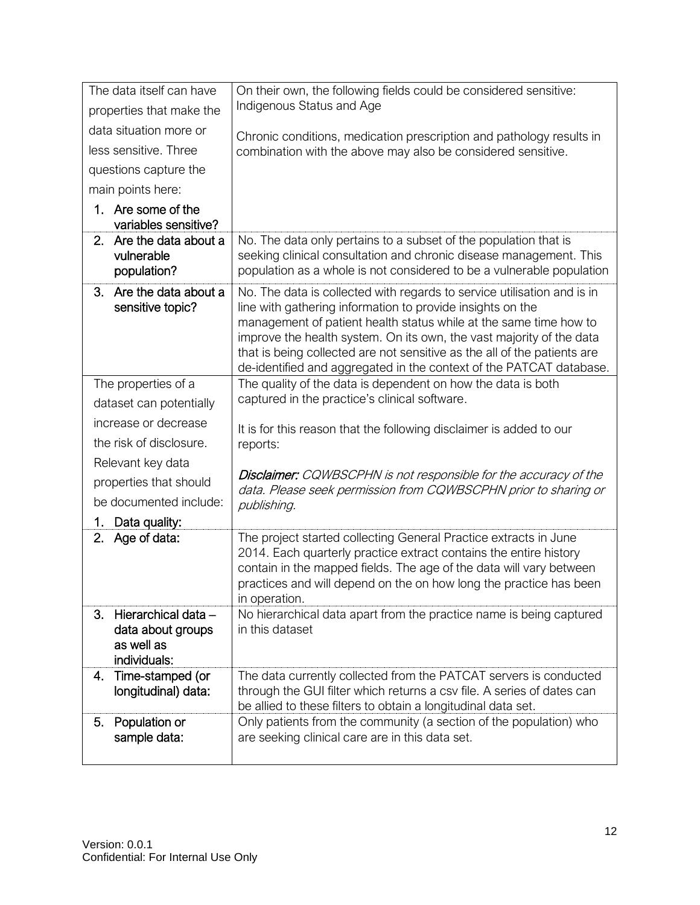| | |
|---|---|
| The data itself can have properties that make the data situation more or less sensitive. Three questions capture the main points here:<br>1. **Are some of the variables sensitive?** | On their own, the following fields could be considered sensitive: Indigenous Status and Age<br><br>Chronic conditions, medication prescription and pathology results in combination with the above may also be considered sensitive. |
| 2. **Are the data about a vulnerable population?** | No. The data only pertains to a subset of the population that is seeking clinical consultation and chronic disease management. This population as a whole is not considered to be a vulnerable population |
| 3. **Are the data about a sensitive topic?** | No. The data is collected with regards to service utilisation and is in line with gathering information to provide insights on the management of patient health status while at the same time how to improve the health system. On its own, the vast majority of the data that is being collected are not sensitive as the all of the patients are de-identified and aggregated in the context of the PATCAT database. |
| The properties of a dataset can potentially increase or decrease the risk of disclosure. Relevant key data properties that should be documented include:<br>1. **Data quality:** | The quality of the data is dependent on how the data is both captured in the practice's clinical software.<br><br>It is for this reason that the following disclaimer is added to our reports:<br><br>***Disclaimer:*** *CQWBSCPHN is not responsible for the accuracy of the data. Please seek permission from CQWBSCPHN prior to sharing or publishing.* |
| 2. **Age of data:** | The project started collecting General Practice extracts in June 2014. Each quarterly practice extract contains the entire history contain in the mapped fields. The age of the data will vary between practices and will depend on the on how long the practice has been in operation. |
| 3. **Hierarchical data – data about groups as well as individuals:** | No hierarchical data apart from the practice name is being captured in this dataset |
| 4. **Time-stamped (or longitudinal) data:** | The data currently collected from the PATCAT servers is conducted through the GUI filter which returns a csv file. A series of dates can be allied to these filters to obtain a longitudinal data set. |
| 5. **Population or sample data:** | Only patients from the community (a section of the population) who are seeking clinical care are in this data set. |

Version: 0.0.1
Confidential: For Internal Use Only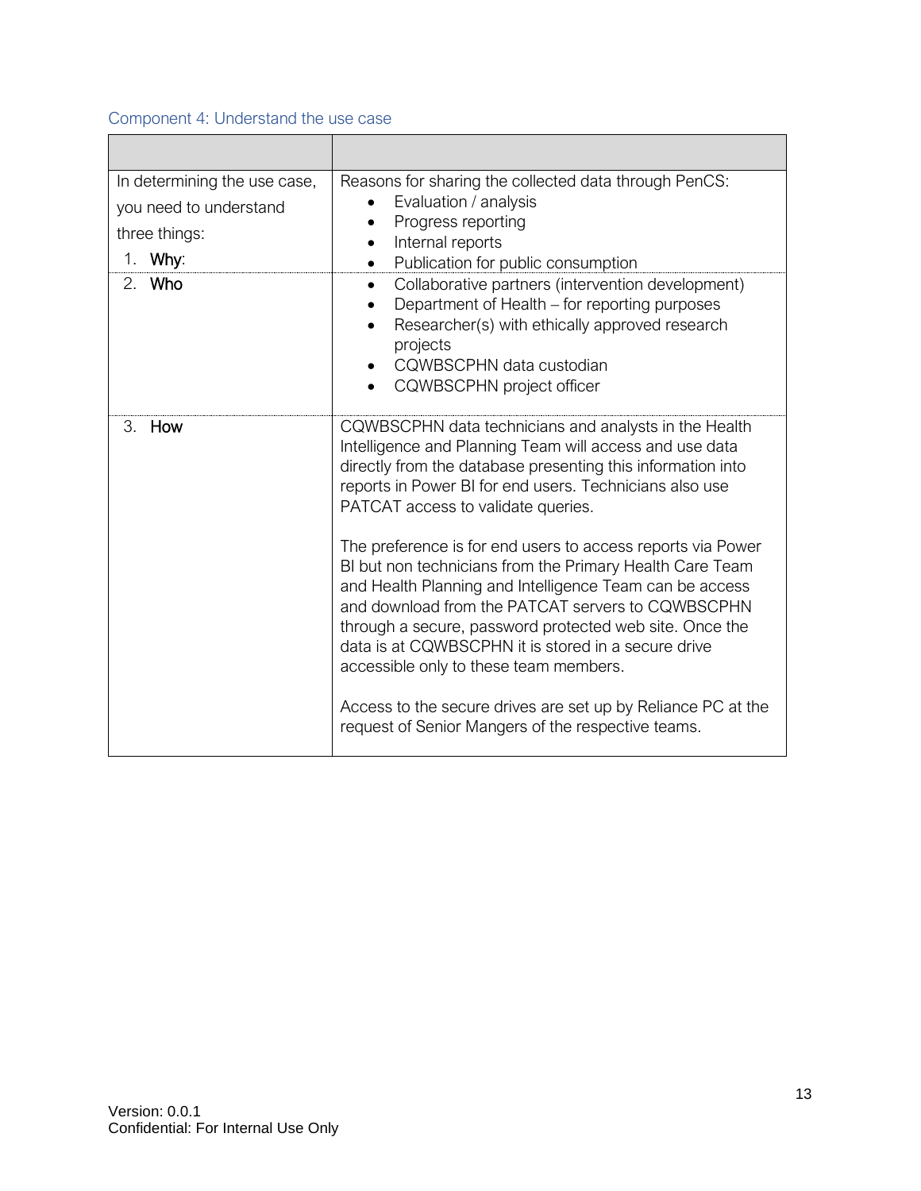### Component 4: Understand the use case

| | |
|---|---|
| In determining the use case, you need to understand three things:<br>1. **Why**: | Reasons for sharing the collected data through PenCS:<br>• Evaluation / analysis<br>• Progress reporting<br>• Internal reports<br>• Publication for public consumption |
| 2. **Who** | • Collaborative partners (intervention development)<br>• Department of Health – for reporting purposes<br>• Researcher(s) with ethically approved research projects<br>• CQWBSCPHN data custodian<br>• CQWBSCPHN project officer |
| 3. **How** | CQWBSCPHN data technicians and analysts in the Health Intelligence and Planning Team will access and use data directly from the database presenting this information into reports in Power BI for end users. Technicians also use PATCAT access to validate queries.<br><br>The preference is for end users to access reports via Power BI but non technicians from the Primary Health Care Team and Health Planning and Intelligence Team can be access and download from the PATCAT servers to CQWBSCPHN through a secure, password protected web site. Once the data is at CQWBSCPHN it is stored in a secure drive accessible only to these team members.<br><br>Access to the secure drives are set up by Reliance PC at the request of Senior Mangers of the respective teams. |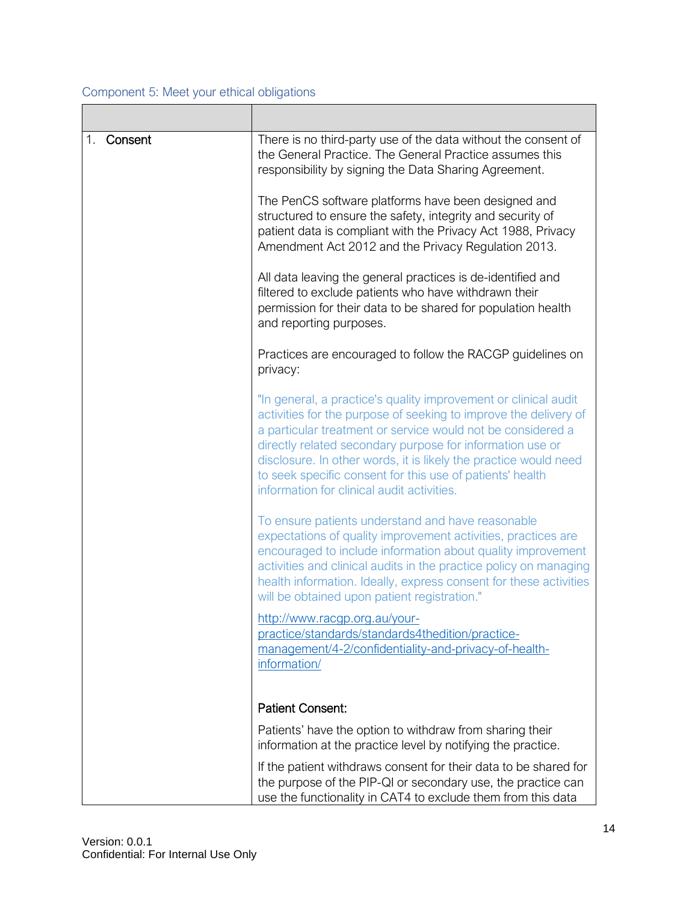## Component 5: Meet your ethical obligations

| | |
|---|---|
| 1. **Consent** | There is no third-party use of the data without the consent of the General Practice. The General Practice assumes this responsibility by signing the Data Sharing Agreement.<br><br>The PenCS software platforms have been designed and structured to ensure the safety, integrity and security of patient data is compliant with the Privacy Act 1988, Privacy Amendment Act 2012 and the Privacy Regulation 2013.<br><br>All data leaving the general practices is de-identified and filtered to exclude patients who have withdrawn their permission for their data to be shared for population health and reporting purposes.<br><br>Practices are encouraged to follow the RACGP guidelines on privacy:<br><br>"In general, a practice's quality improvement or clinical audit activities for the purpose of seeking to improve the delivery of a particular treatment or service would not be considered a directly related secondary purpose for information use or disclosure. In other words, it is likely the practice would need to seek specific consent for this use of patients' health information for clinical audit activities.<br><br>To ensure patients understand and have reasonable expectations of quality improvement activities, practices are encouraged to include information about quality improvement activities and clinical audits in the practice policy on managing health information. Ideally, express consent for these activities will be obtained upon patient registration."<br><br>[http://www.racgp.org.au/your-practice/standards/standards4thedition/practice-management/4-2/confidentiality-and-privacy-of-health-information/](http://www.racgp.org.au/your-practice/standards/standards4thedition/practice-management/4-2/confidentiality-and-privacy-of-health-information/)<br><br>**Patient Consent:**<br><br>Patients' have the option to withdraw from sharing their information at the practice level by notifying the practice.<br><br>If the patient withdraws consent for their data to be shared for the purpose of the PIP-QI or secondary use, the practice can use the functionality in CAT4 to exclude them from this data |

Version: 0.0.1
Confidential: For Internal Use Only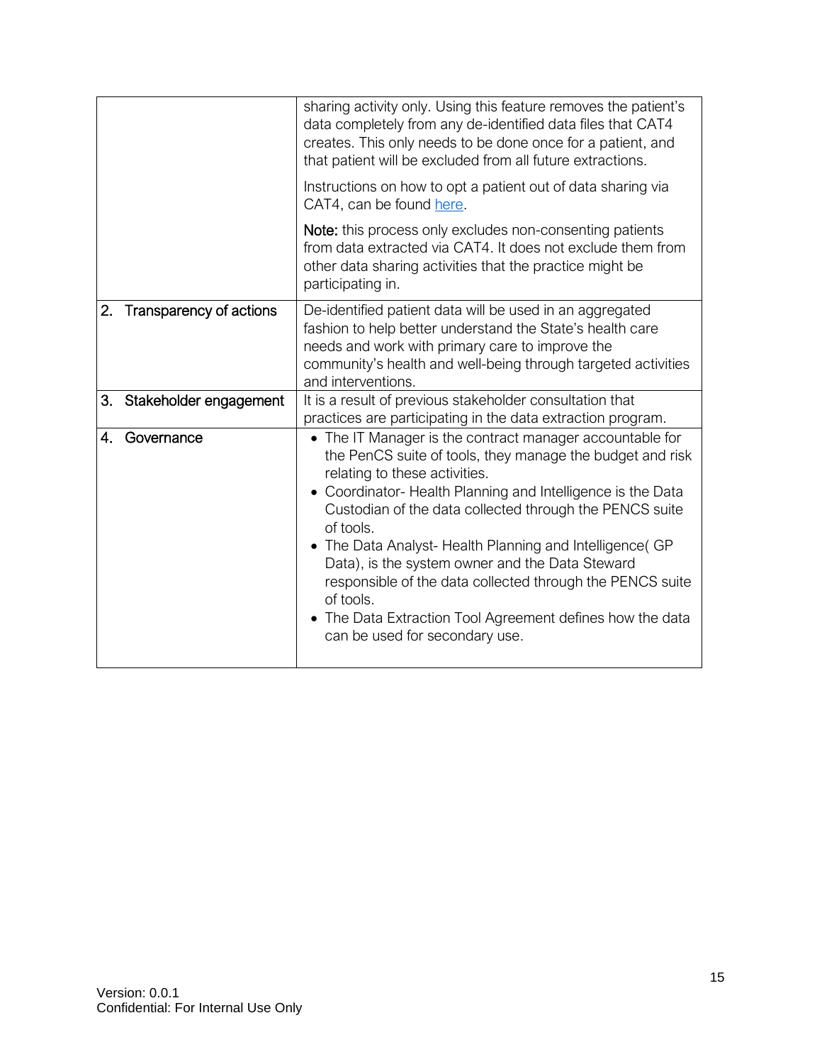| | |
|---|---|
| | sharing activity only. Using this feature removes the patient's data completely from any de-identified data files that CAT4 creates. This only needs to be done once for a patient, and that patient will be excluded from all future extractions.<br><br>Instructions on how to opt a patient out of data sharing via CAT4, can be found here.<br><br>**Note:** this process only excludes non-consenting patients from data extracted via CAT4. It does not exclude them from other data sharing activities that the practice might be participating in. |
| 2. Transparency of actions | De-identified patient data will be used in an aggregated fashion to help better understand the State's health care needs and work with primary care to improve the community's health and well-being through targeted activities and interventions. |
| 3. Stakeholder engagement | It is a result of previous stakeholder consultation that practices are participating in the data extraction program. |
| 4. Governance | • The IT Manager is the contract manager accountable for the PenCS suite of tools, they manage the budget and risk relating to these activities.<br>• Coordinator- Health Planning and Intelligence is the Data Custodian of the data collected through the PENCS suite of tools.<br>• The Data Analyst- Health Planning and Intelligence( GP Data), is the system owner and the Data Steward responsible of the data collected through the PENCS suite of tools.<br>• The Data Extraction Tool Agreement defines how the data can be used for secondary use. |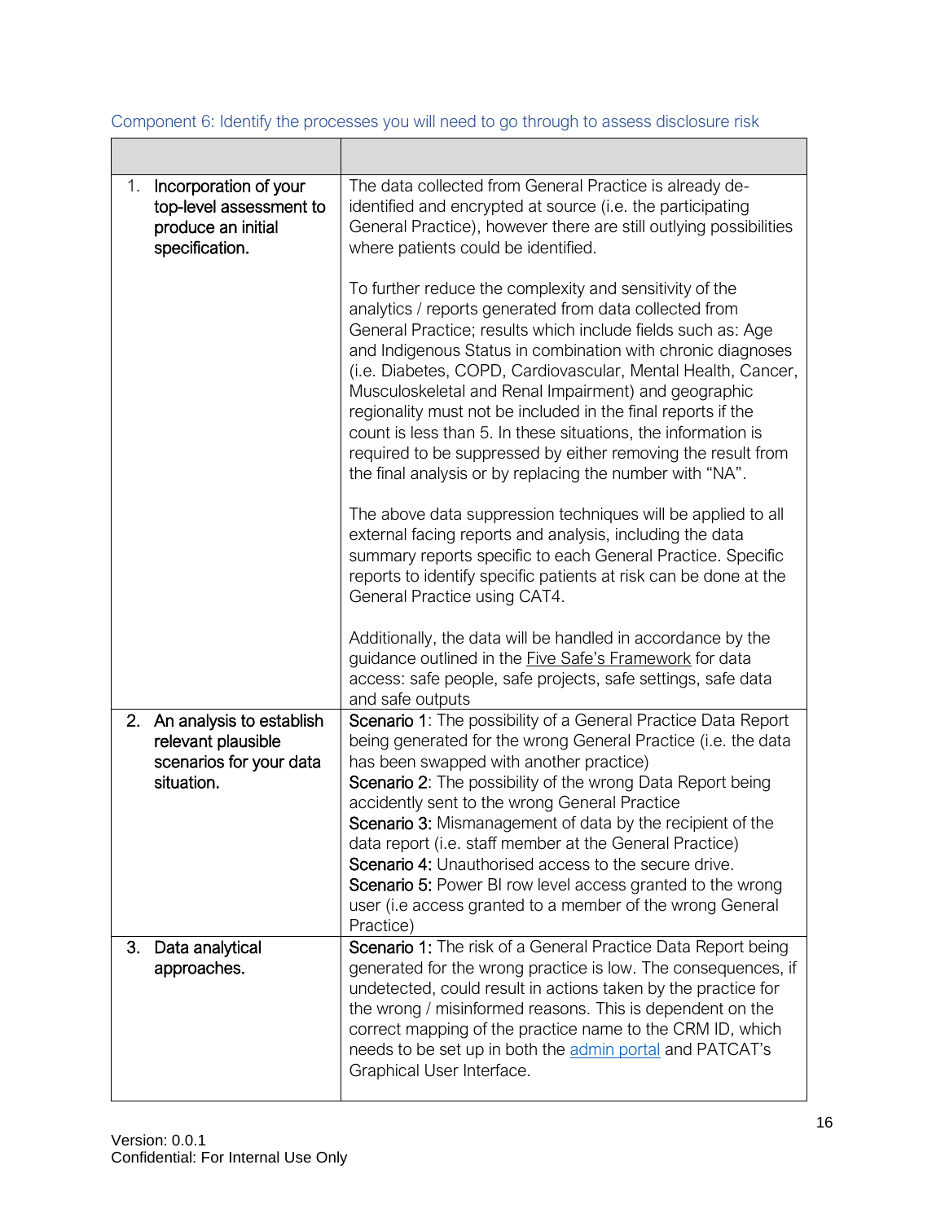### Component 6: Identify the processes you will need to go through to assess disclosure risk

| | |
|---|---|
| 1. **Incorporation of your top-level assessment to produce an initial specification.** | The data collected from General Practice is already de-identified and encrypted at source (i.e. the participating General Practice), however there are still outlying possibilities where patients could be identified.<br><br>To further reduce the complexity and sensitivity of the analytics / reports generated from data collected from General Practice; results which include fields such as: Age and Indigenous Status in combination with chronic diagnoses (i.e. Diabetes, COPD, Cardiovascular, Mental Health, Cancer, Musculoskeletal and Renal Impairment) and geographic regionality must not be included in the final reports if the count is less than 5. In these situations, the information is required to be suppressed by either removing the result from the final analysis or by replacing the number with "NA".<br><br>The above data suppression techniques will be applied to all external facing reports and analysis, including the data summary reports specific to each General Practice. Specific reports to identify specific patients at risk can be done at the General Practice using CAT4.<br><br>Additionally, the data will be handled in accordance by the guidance outlined in the Five Safe's Framework for data access: safe people, safe projects, safe settings, safe data and safe outputs |
| 2. **An analysis to establish relevant plausible scenarios for your data situation.** | **Scenario 1**: The possibility of a General Practice Data Report being generated for the wrong General Practice (i.e. the data has been swapped with another practice)<br>**Scenario 2**: The possibility of the wrong Data Report being accidently sent to the wrong General Practice<br>**Scenario 3:** Mismanagement of data by the recipient of the data report (i.e. staff member at the General Practice)<br>**Scenario 4:** Unauthorised access to the secure drive.<br>**Scenario 5:** Power BI row level access granted to the wrong user (i.e access granted to a member of the wrong General Practice) |
| 3. **Data analytical approaches.** | **Scenario 1:** The risk of a General Practice Data Report being generated for the wrong practice is low. The consequences, if undetected, could result in actions taken by the practice for the wrong / misinformed reasons. This is dependent on the correct mapping of the practice name to the CRM ID, which needs to be set up in both the admin portal and PATCAT's Graphical User Interface. |

Version: 0.0.1
Confidential: For Internal Use Only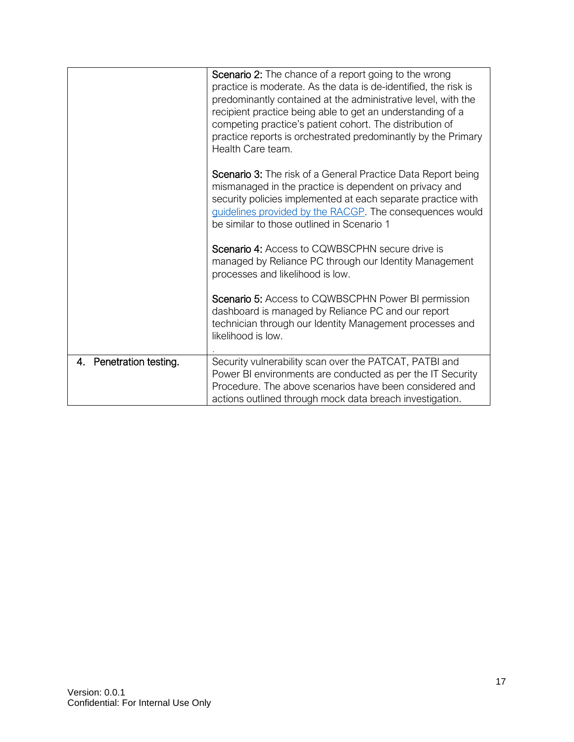| | |
|---|---|
| | **Scenario 2:** The chance of a report going to the wrong practice is moderate. As the data is de-identified, the risk is predominantly contained at the administrative level, with the recipient practice being able to get an understanding of a competing practice's patient cohort. The distribution of practice reports is orchestrated predominantly by the Primary Health Care team.<br><br>**Scenario 3:** The risk of a General Practice Data Report being mismanaged in the practice is dependent on privacy and security policies implemented at each separate practice with guidelines provided by the RACGP. The consequences would be similar to those outlined in Scenario 1<br><br>**Scenario 4:** Access to CQWBSCPHN secure drive is managed by Reliance PC through our Identity Management processes and likelihood is low.<br><br>**Scenario 5:** Access to CQWBSCPHN Power BI permission dashboard is managed by Reliance PC and our report technician through our Identity Management processes and likelihood is low.<br><br>. |
| 4. Penetration testing. | Security vulnerability scan over the PATCAT, PATBI and Power BI environments are conducted as per the IT Security Procedure. The above scenarios have been considered and actions outlined through mock data breach investigation. |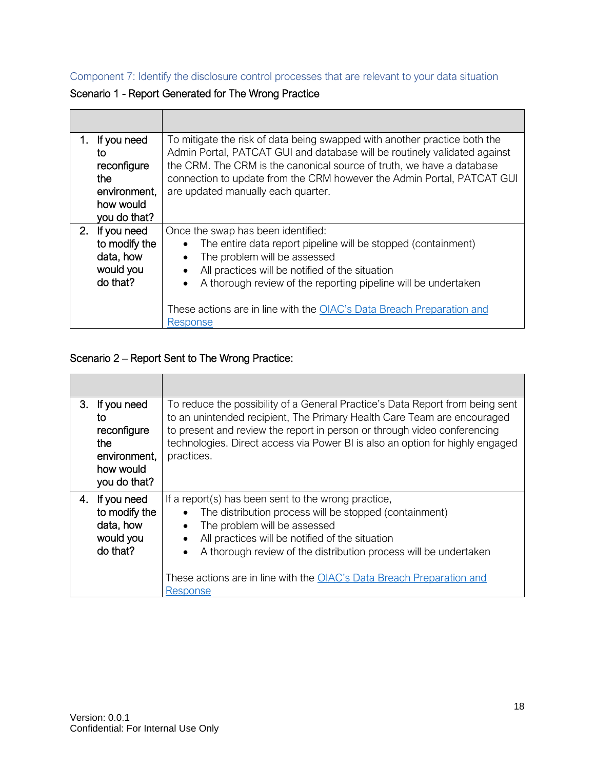Component 7: Identify the disclosure control processes that are relevant to your data situation

Scenario 1 - Report Generated for The Wrong Practice

| | |
|---|---|
| 1. If you need to reconfigure the environment, how would you do that? | To mitigate the risk of data being swapped with another practice both the Admin Portal, PATCAT GUI and database will be routinely validated against the CRM. The CRM is the canonical source of truth, we have a database connection to update from the CRM however the Admin Portal, PATCAT GUI are updated manually each quarter. |
| 2. If you need to modify the data, how would you do that? | Once the swap has been identified:<br>• The entire data report pipeline will be stopped (containment)<br>• The problem will be assessed<br>• All practices will be notified of the situation<br>• A thorough review of the reporting pipeline will be undertaken<br><br>These actions are in line with the [OIAC's Data Breach Preparation and Response] |

Scenario 2 – Report Sent to The Wrong Practice:

| | |
|---|---|
| 3. If you need to reconfigure the environment, how would you do that? | To reduce the possibility of a General Practice's Data Report from being sent to an unintended recipient, The Primary Health Care Team are encouraged to present and review the report in person or through video conferencing technologies. Direct access via Power BI is also an option for highly engaged practices. |
| 4. If you need to modify the data, how would you do that? | If a report(s) has been sent to the wrong practice,<br>• The distribution process will be stopped (containment)<br>• The problem will be assessed<br>• All practices will be notified of the situation<br>• A thorough review of the distribution process will be undertaken<br><br>These actions are in line with the [OIAC's Data Breach Preparation and Response] |

Version: 0.0.1
Confidential: For Internal Use Only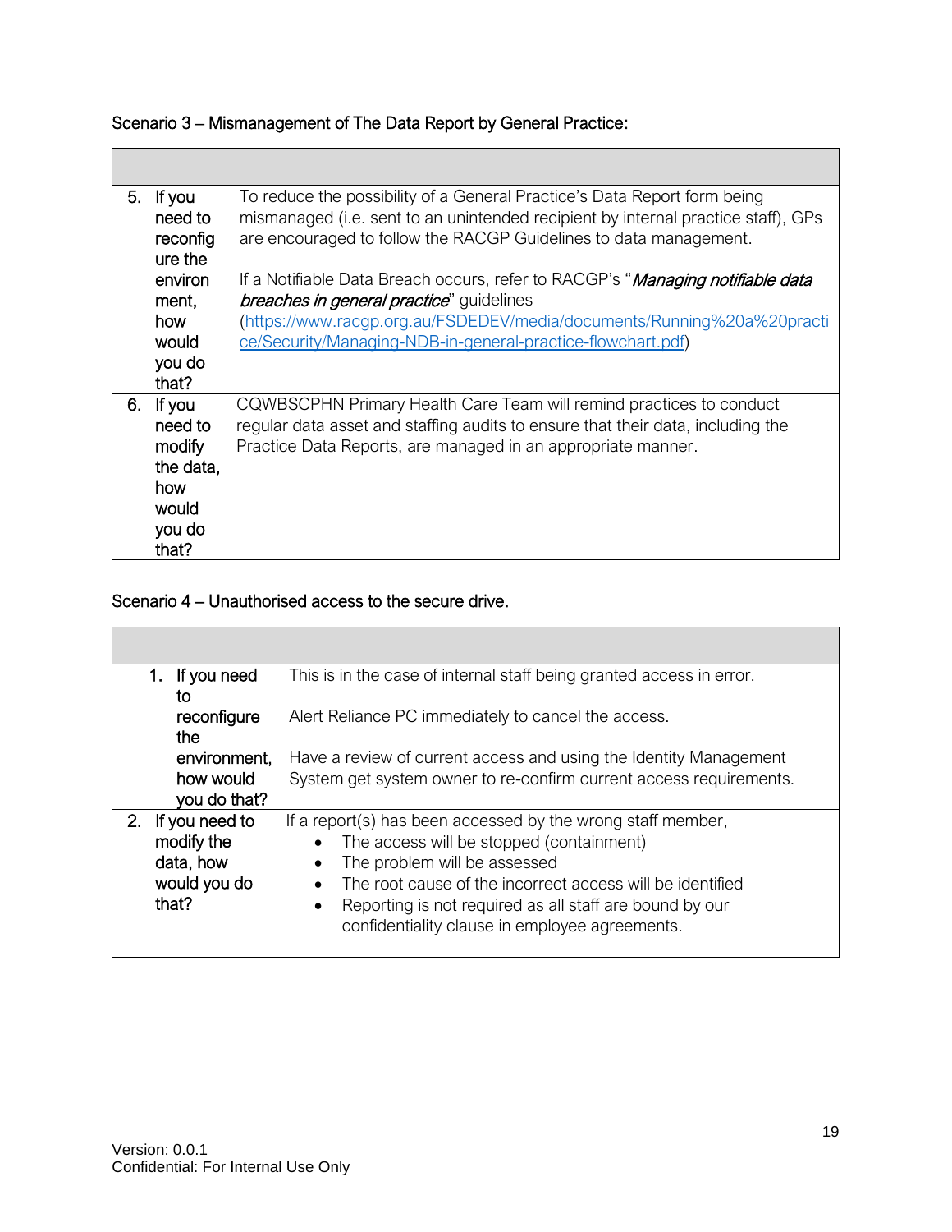Scenario 3 – Mismanagement of The Data Report by General Practice:

| | |
|---|---|
| 5. If you need to reconfigure the environment, how would you do that? | To reduce the possibility of a General Practice's Data Report form being mismanaged (i.e. sent to an unintended recipient by internal practice staff), GPs are encouraged to follow the RACGP Guidelines to data management.<br><br>If a Notifiable Data Breach occurs, refer to RACGP's "***Managing notifiable data breaches in general practice***" guidelines (https://www.racgp.org.au/FSDEDEV/media/documents/Running%20a%20practice/Security/Managing-NDB-in-general-practice-flowchart.pdf) |
| 6. If you need to modify the data, how would you do that? | CQWBSCPHN Primary Health Care Team will remind practices to conduct regular data asset and staffing audits to ensure that their data, including the Practice Data Reports, are managed in an appropriate manner. |

Scenario 4 – Unauthorised access to the secure drive.

| | |
|---|---|
| 1. If you need to reconfigure the environment, how would you do that? | This is in the case of internal staff being granted access in error.<br><br>Alert Reliance PC immediately to cancel the access.<br><br>Have a review of current access and using the Identity Management System get system owner to re-confirm current access requirements. |
| 2. If you need to modify the data, how would you do that? | If a report(s) has been accessed by the wrong staff member,<br>• The access will be stopped (containment)<br>• The problem will be assessed<br>• The root cause of the incorrect access will be identified<br>• Reporting is not required as all staff are bound by our confidentiality clause in employee agreements. |

Version: 0.0.1
Confidential: For Internal Use Only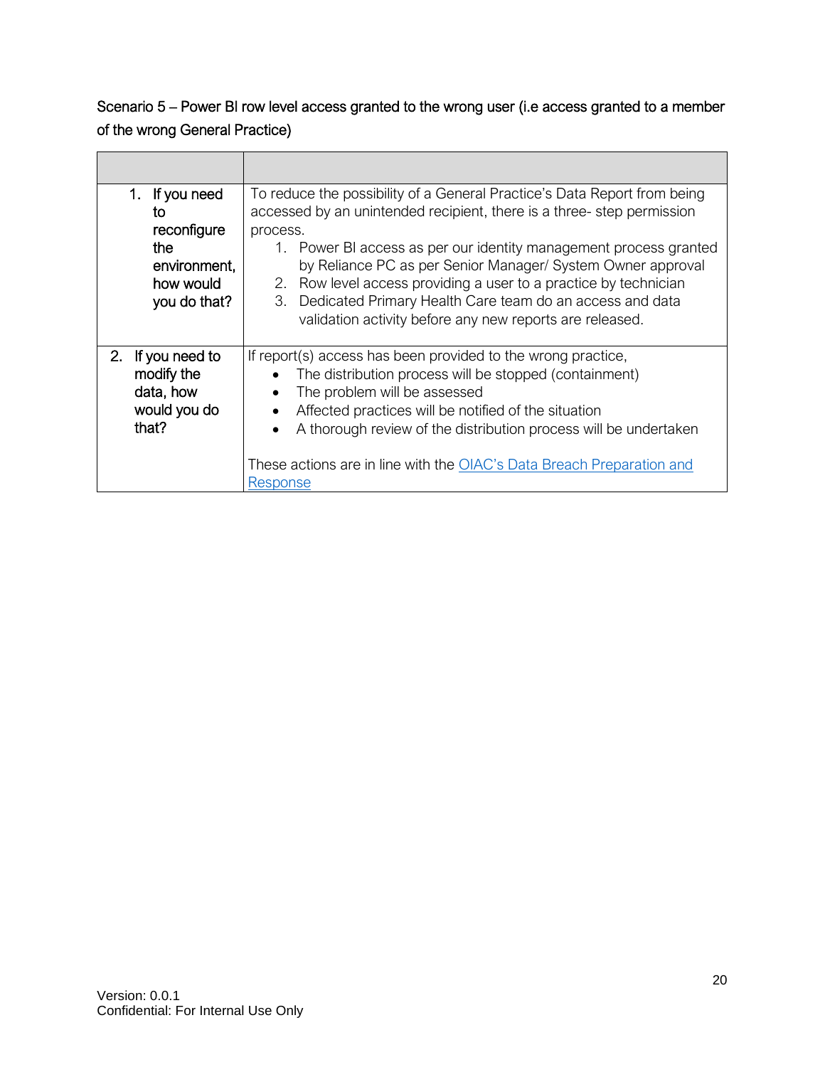Scenario 5 – Power BI row level access granted to the wrong user (i.e access granted to a member of the wrong General Practice)

| | |
|---|---|
| 1. If you need to reconfigure the environment, how would you do that? | To reduce the possibility of a General Practice's Data Report from being accessed by an unintended recipient, there is a three- step permission process.<br>1. Power BI access as per our identity management process granted by Reliance PC as per Senior Manager/ System Owner approval<br>2. Row level access providing a user to a practice by technician<br>3. Dedicated Primary Health Care team do an access and data validation activity before any new reports are released. |
| 2. If you need to modify the data, how would you do that? | If report(s) access has been provided to the wrong practice,<br>• The distribution process will be stopped (containment)<br>• The problem will be assessed<br>• Affected practices will be notified of the situation<br>• A thorough review of the distribution process will be undertaken<br><br>These actions are in line with the OIAC's Data Breach Preparation and Response |

Version: 0.0.1
Confidential: For Internal Use Only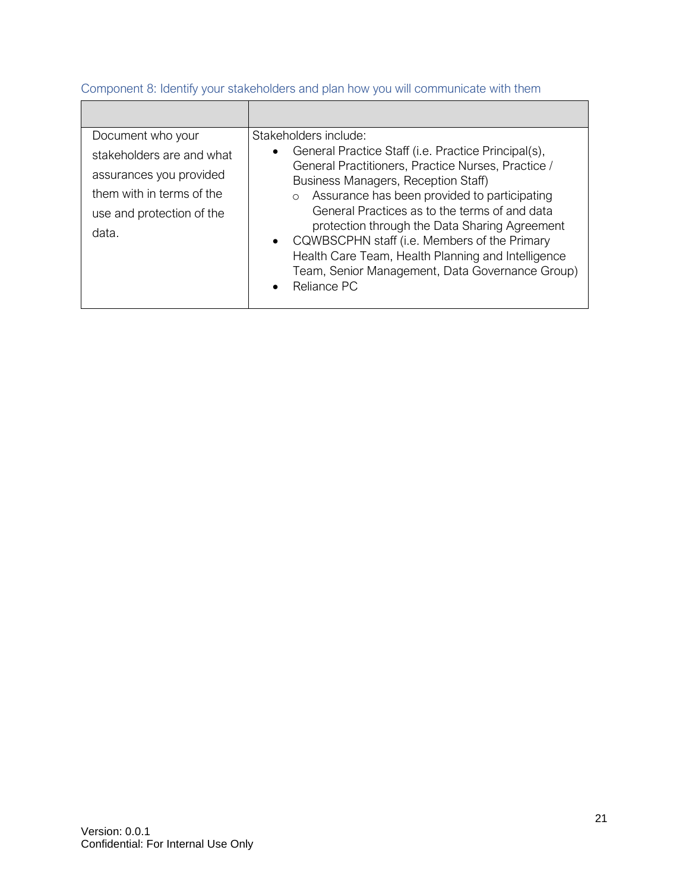### Component 8: Identify your stakeholders and plan how you will communicate with them

| | |
|---|---|
| Document who your stakeholders are and what assurances you provided them with in terms of the use and protection of the data. | Stakeholders include:<br>• General Practice Staff (i.e. Practice Principal(s), General Practitioners, Practice Nurses, Practice / Business Managers, Reception Staff)<br>&nbsp;&nbsp;&nbsp;&nbsp;○ Assurance has been provided to participating General Practices as to the terms of and data protection through the Data Sharing Agreement<br>• CQWBSCPHN staff (i.e. Members of the Primary Health Care Team, Health Planning and Intelligence Team, Senior Management, Data Governance Group)<br>• Reliance PC |

Version: 0.0.1
Confidential: For Internal Use Only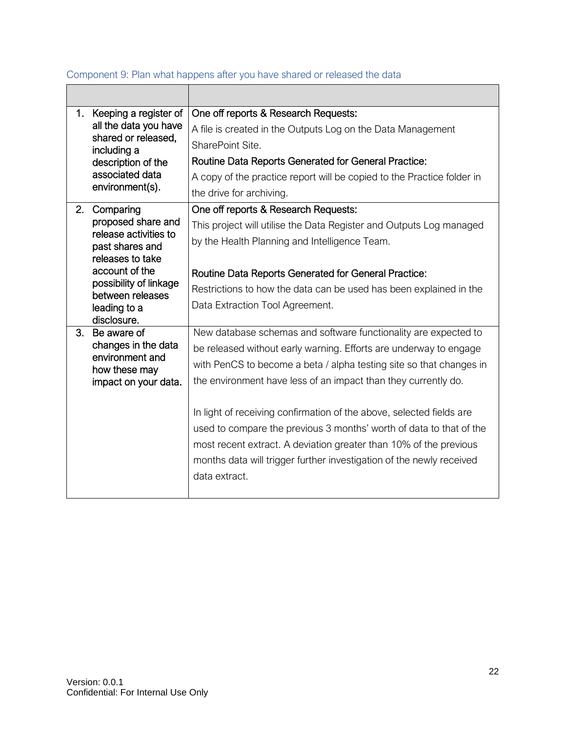### Component 9: Plan what happens after you have shared or released the data

| | |
|---|---|
| 1. Keeping a register of all the data you have shared or released, including a description of the associated data environment(s). | One off reports & Research Requests:<br>A file is created in the Outputs Log on the Data Management SharePoint Site.<br>Routine Data Reports Generated for General Practice:<br>A copy of the practice report will be copied to the Practice folder in the drive for archiving. |
| 2. Comparing proposed share and release activities to past shares and releases to take account of the possibility of linkage between releases leading to a disclosure. | One off reports & Research Requests:<br>This project will utilise the Data Register and Outputs Log managed by the Health Planning and Intelligence Team.<br><br>Routine Data Reports Generated for General Practice:<br>Restrictions to how the data can be used has been explained in the Data Extraction Tool Agreement. |
| 3. Be aware of changes in the data environment and how these may impact on your data. | New database schemas and software functionality are expected to be released without early warning. Efforts are underway to engage with PenCS to become a beta / alpha testing site so that changes in the environment have less of an impact than they currently do.<br><br>In light of receiving confirmation of the above, selected fields are used to compare the previous 3 months' worth of data to that of the most recent extract. A deviation greater than 10% of the previous months data will trigger further investigation of the newly received data extract. |

Version: 0.0.1
Confidential: For Internal Use Only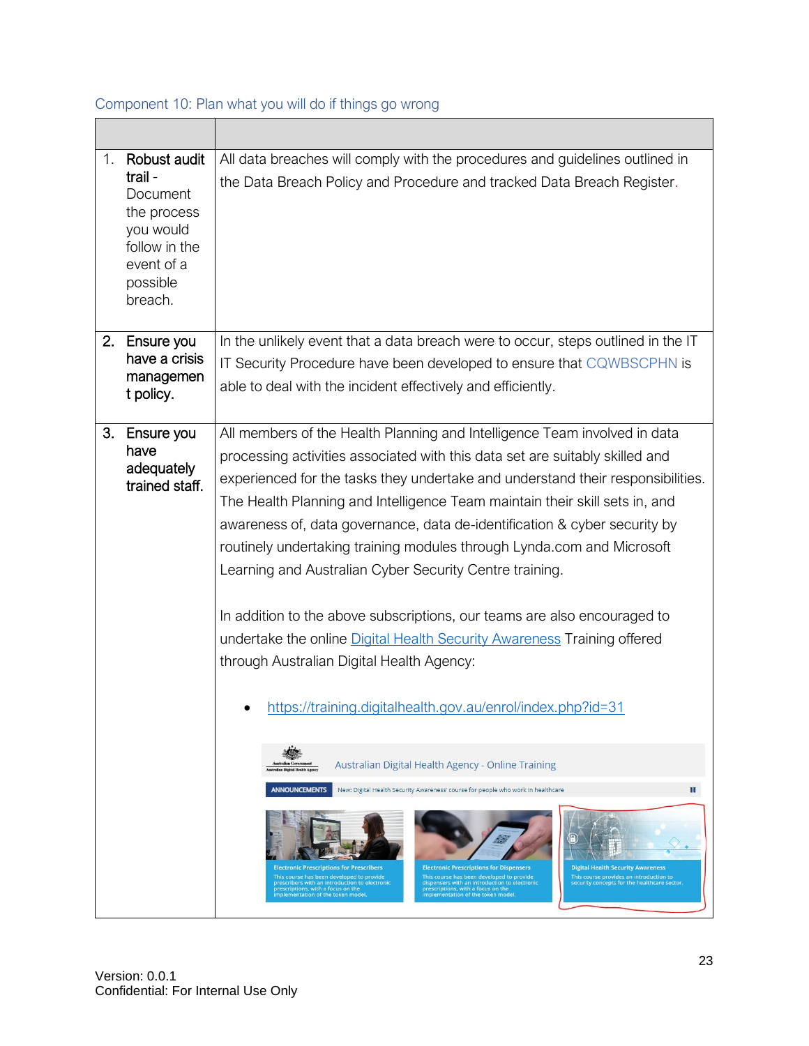### Component 10: Plan what you will do if things go wrong

| | |
|---|---|
| 1. **Robust audit trail** - Document the process you would follow in the event of a possible breach. | All data breaches will comply with the procedures and guidelines outlined in the Data Breach Policy and Procedure and tracked Data Breach Register. |
| 2. **Ensure you have a crisis management policy.** | In the unlikely event that a data breach were to occur, steps outlined in the IT IT Security Procedure have been developed to ensure that CQWBSCPHN is able to deal with the incident effectively and efficiently. |
| 3. **Ensure you have adequately trained staff.** | All members of the Health Planning and Intelligence Team involved in data processing activities associated with this data set are suitably skilled and experienced for the tasks they undertake and understand their responsibilities. The Health Planning and Intelligence Team maintain their skill sets in, and awareness of, data governance, data de-identification & cyber security by routinely undertaking training modules through Lynda.com and Microsoft Learning and Australian Cyber Security Centre training.<br><br>In addition to the above subscriptions, our teams are also encouraged to undertake the online Digital Health Security Awareness Training offered through Australian Digital Health Agency:<br><br>• https://training.digitalhealth.gov.au/enrol/index.php?id=31 |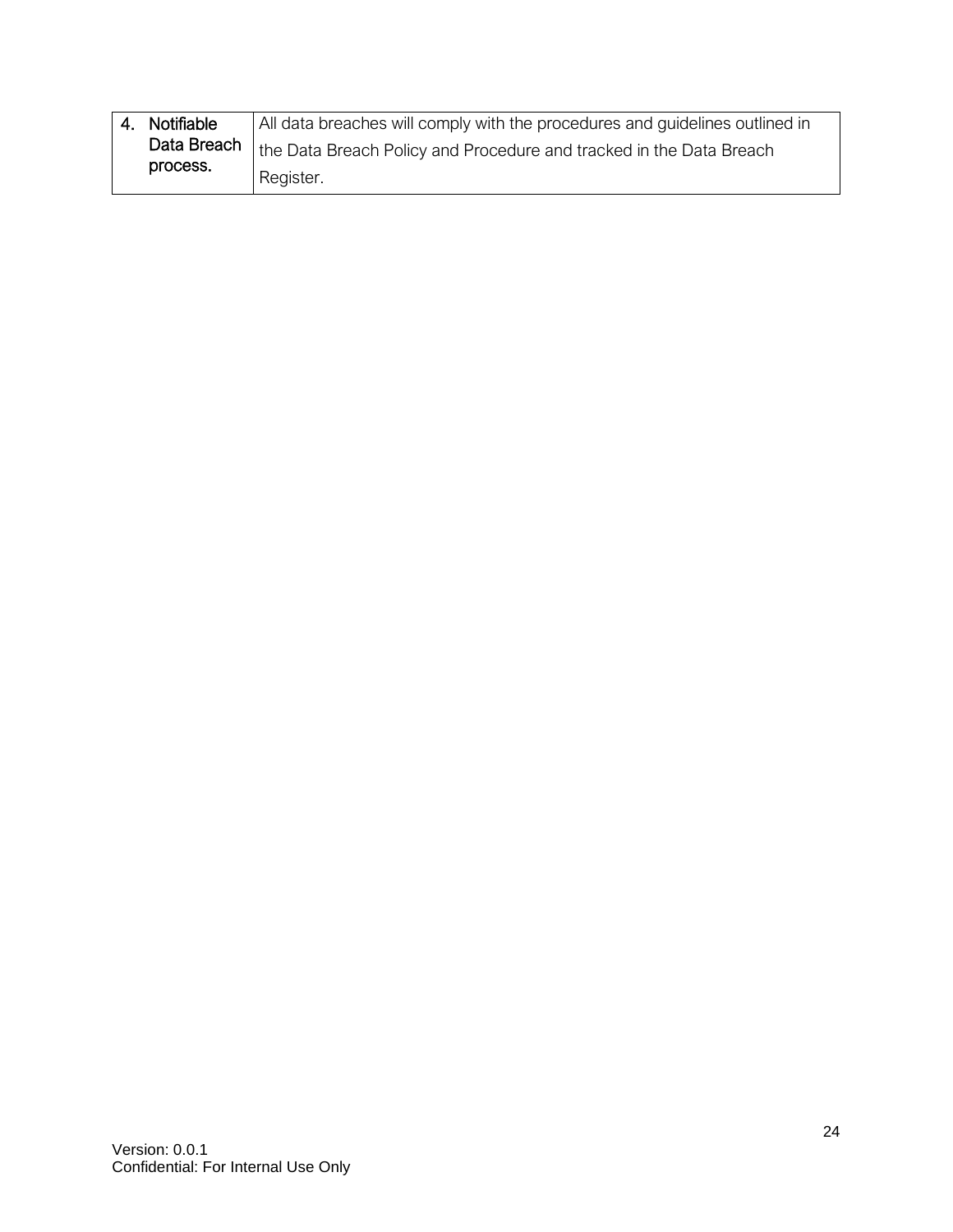| | |
|---|---|
| 4. **Notifiable Data Breach process.** | All data breaches will comply with the procedures and guidelines outlined in the Data Breach Policy and Procedure and tracked in the Data Breach Register. |